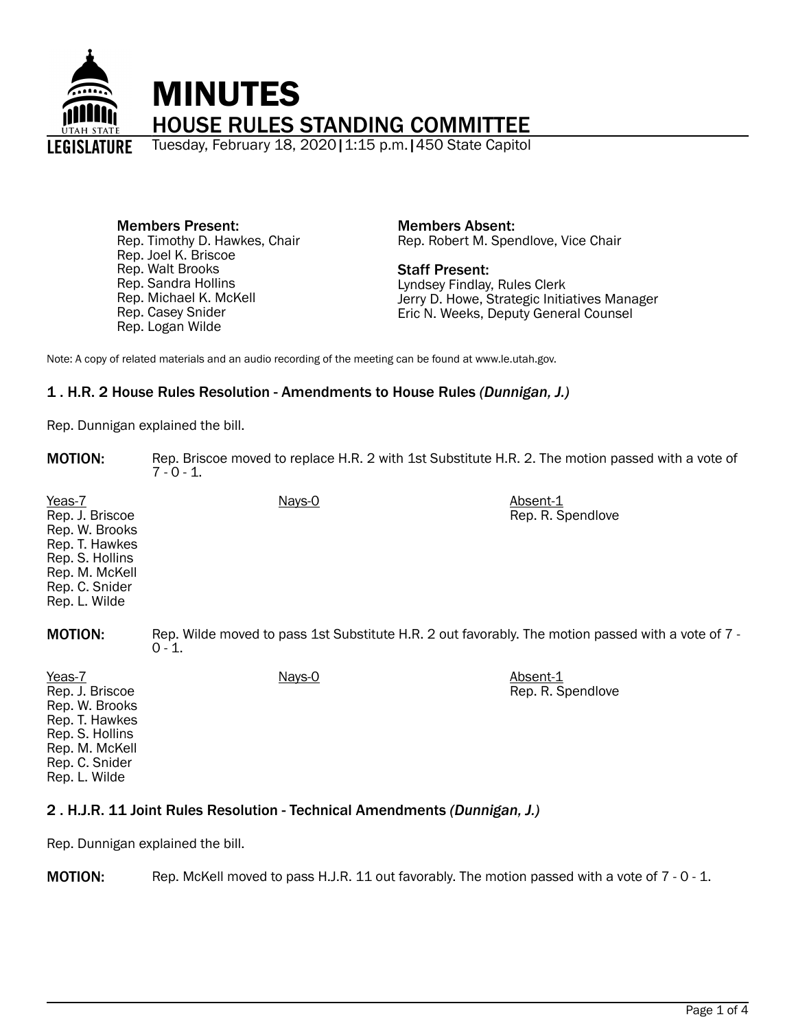# MINUTES

## HOUSE RULES STANDING COMMITTEE

Tuesday, February 18, 2020 | 1:15 p.m. | 450 State Capitol

**Members Present:**
Rep. Timothy D. Hawkes, Chair
Rep. Joel K. Briscoe
Rep. Walt Brooks
Rep. Sandra Hollins
Rep. Michael K. McKell
Rep. Casey Snider
Rep. Logan Wilde

**Members Absent:**
Rep. Robert M. Spendlove, Vice Chair

**Staff Present:**
Lyndsey Findlay, Rules Clerk
Jerry D. Howe, Strategic Initiatives Manager
Eric N. Weeks, Deputy General Counsel

Note: A copy of related materials and an audio recording of the meeting can be found at www.le.utah.gov.

### 1 . H.R. 2 House Rules Resolution - Amendments to House Rules *(Dunnigan, J.)*

Rep. Dunnigan explained the bill.

**MOTION:** Rep. Briscoe moved to replace H.R. 2 with 1st Substitute H.R. 2. The motion passed with a vote of 7 - 0 - 1.

| Yeas-7 | Nays-0 | Absent-1 |
|---|---|---|
| Rep. J. Briscoe | | Rep. R. Spendlove |
| Rep. W. Brooks | | |
| Rep. T. Hawkes | | |
| Rep. S. Hollins | | |
| Rep. M. McKell | | |
| Rep. C. Snider | | |
| Rep. L. Wilde | | |

**MOTION:** Rep. Wilde moved to pass 1st Substitute H.R. 2 out favorably. The motion passed with a vote of 7 - 0 - 1.

| Yeas-7 | Nays-0 | Absent-1 |
|---|---|---|
| Rep. J. Briscoe | | Rep. R. Spendlove |
| Rep. W. Brooks | | |
| Rep. T. Hawkes | | |
| Rep. S. Hollins | | |
| Rep. M. McKell | | |
| Rep. C. Snider | | |
| Rep. L. Wilde | | |

### 2 . H.J.R. 11 Joint Rules Resolution - Technical Amendments *(Dunnigan, J.)*

Rep. Dunnigan explained the bill.

**MOTION:** Rep. McKell moved to pass H.J.R. 11 out favorably. The motion passed with a vote of 7 - 0 - 1.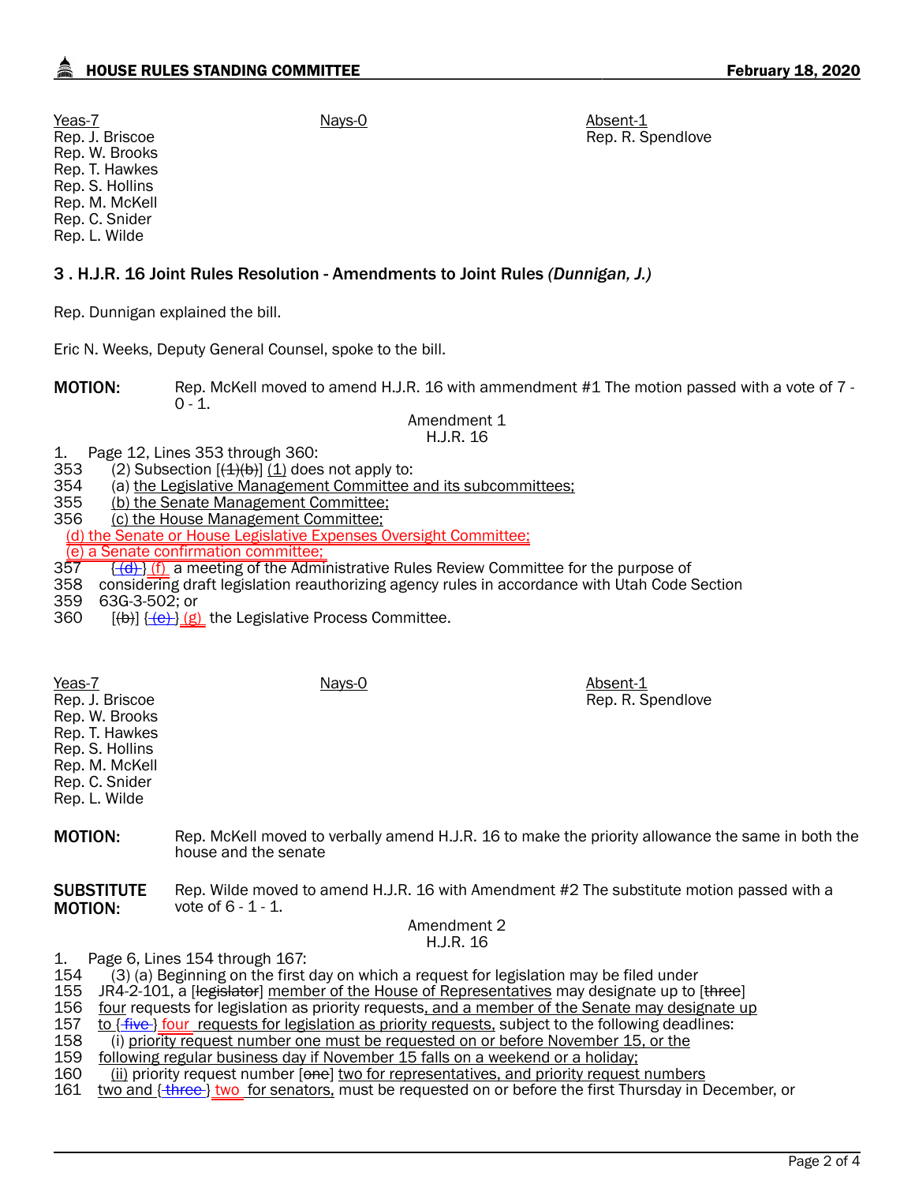| Yeas-7 | Nays-0 | Absent-1 |
|---|---|---|
| Rep. J. Briscoe | | Rep. R. Spendlove |
| Rep. W. Brooks | | |
| Rep. T. Hawkes | | |
| Rep. S. Hollins | | |
| Rep. M. McKell | | |
| Rep. C. Snider | | |
| Rep. L. Wilde | | |

### 3 . H.J.R. 16 Joint Rules Resolution - Amendments to Joint Rules *(Dunnigan, J.)*

Rep. Dunnigan explained the bill.

Eric N. Weeks, Deputy General Counsel, spoke to the bill.

**MOTION:** Rep. McKell moved to amend H.J.R. 16 with ammendment #1 The motion passed with a vote of 7 - 0 - 1.

Amendment 1
H.J.R. 16

1. Page 12, Lines 353 through 360:

353 (2) Subsection [~~(1)(b)~~] (1) does not apply to:
354 (a) the Legislative Management Committee and its subcommittees;
355 (b) the Senate Management Committee;
356 (c) the House Management Committee;
(d) the Senate or House Legislative Expenses Oversight Committee;
(e) a Senate confirmation committee;
357 {~~(d)~~ } (f) a meeting of the Administrative Rules Review Committee for the purpose of
358 considering draft legislation reauthorizing agency rules in accordance with Utah Code Section
359 63G-3-502; or
360 [~~(b)~~] {~~(e)~~ } (g) the Legislative Process Committee.

| Yeas-7 | Nays-0 | Absent-1 |
|---|---|---|
| Rep. J. Briscoe | | Rep. R. Spendlove |
| Rep. W. Brooks | | |
| Rep. T. Hawkes | | |
| Rep. S. Hollins | | |
| Rep. M. McKell | | |
| Rep. C. Snider | | |
| Rep. L. Wilde | | |

**MOTION:** Rep. McKell moved to verbally amend H.J.R. 16 to make the priority allowance the same in both the house and the senate

**SUBSTITUTE MOTION:** Rep. Wilde moved to amend H.J.R. 16 with Amendment #2 The substitute motion passed with a vote of 6 - 1 - 1.

Amendment 2
H.J.R. 16

1. Page 6, Lines 154 through 167:

154 (3) (a) Beginning on the first day on which a request for legislation may be filed under
155 JR4-2-101, a [~~legislator~~] member of the House of Representatives may designate up to [~~three~~]
156 four requests for legislation as priority requests, and a member of the Senate may designate up
157 to {~~five~~ } four requests for legislation as priority requests, subject to the following deadlines:
158 (i) priority request number one must be requested on or before November 15, or the
159 following regular business day if November 15 falls on a weekend or a holiday;
160 (ii) priority request number [~~one~~] two for representatives, and priority request numbers
161 two and {~~three~~ } two for senators, must be requested on or before the first Thursday in December, or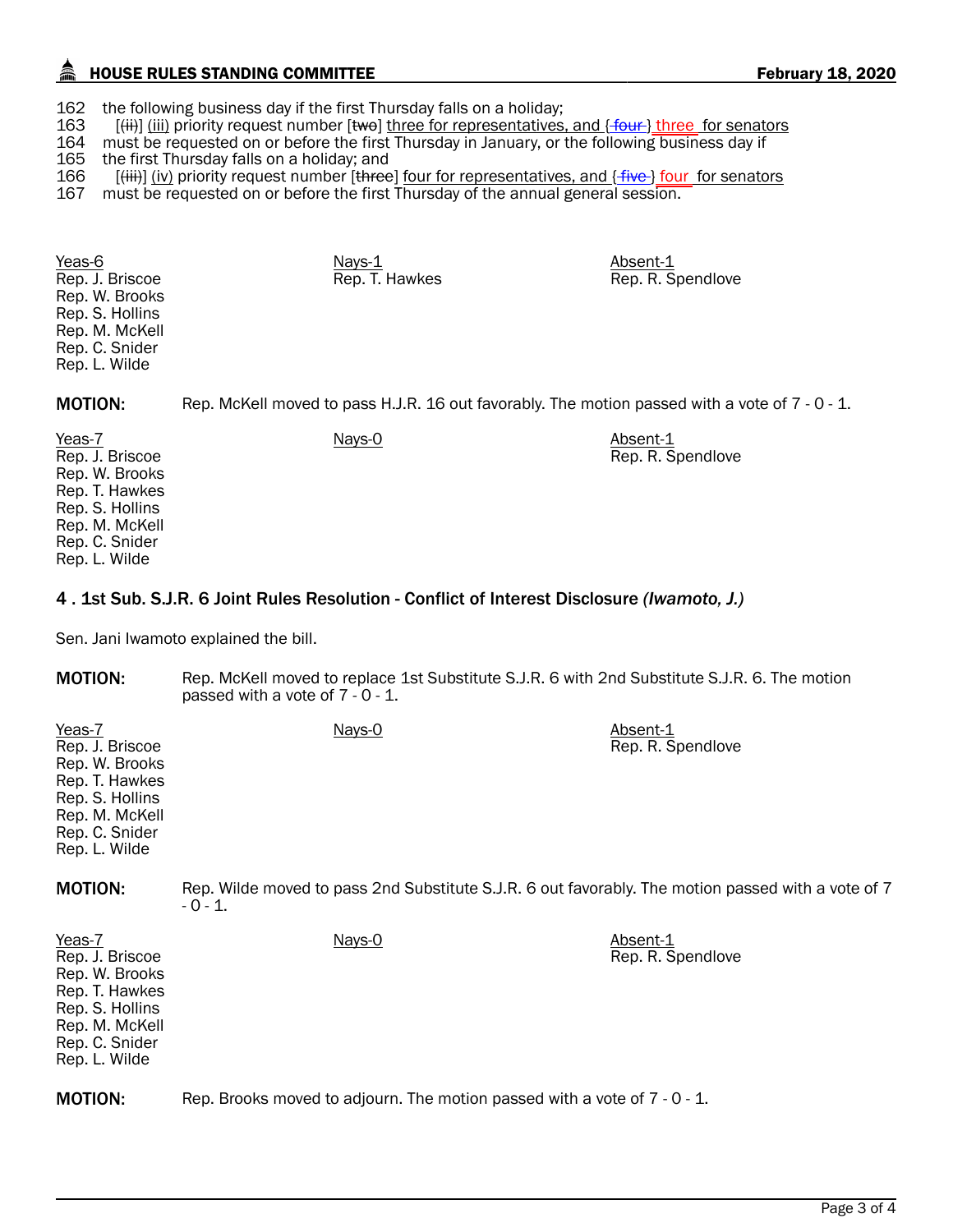162 the following business day if the first Thursday falls on a holiday;

163 [~~(ii)~~] (iii) priority request number [~~two~~] three for representatives, and {~~four~~} three for senators

164 must be requested on or before the first Thursday in January, or the following business day if

165 the first Thursday falls on a holiday; and

166 [~~(iii)~~] (iv) priority request number [~~three~~] four for representatives, and {~~five~~} four for senators

167 must be requested on or before the first Thursday of the annual general session.

| Yeas-6 | Nays-1 | Absent-1 |
|---|---|---|
| Rep. J. Briscoe | Rep. T. Hawkes | Rep. R. Spendlove |
| Rep. W. Brooks | | |
| Rep. S. Hollins | | |
| Rep. M. McKell | | |
| Rep. C. Snider | | |
| Rep. L. Wilde | | |

**MOTION:** Rep. McKell moved to pass H.J.R. 16 out favorably. The motion passed with a vote of 7 - 0 - 1.

| Yeas-7 | Nays-0 | Absent-1 |
|---|---|---|
| Rep. J. Briscoe | | Rep. R. Spendlove |
| Rep. W. Brooks | | |
| Rep. T. Hawkes | | |
| Rep. S. Hollins | | |
| Rep. M. McKell | | |
| Rep. C. Snider | | |
| Rep. L. Wilde | | |

### 4 . 1st Sub. S.J.R. 6 Joint Rules Resolution - Conflict of Interest Disclosure *(Iwamoto, J.)*

Sen. Jani Iwamoto explained the bill.

**MOTION:** Rep. McKell moved to replace 1st Substitute S.J.R. 6 with 2nd Substitute S.J.R. 6. The motion passed with a vote of 7 - 0 - 1.

| Yeas-7 | Nays-0 | Absent-1 |
|---|---|---|
| Rep. J. Briscoe | | Rep. R. Spendlove |
| Rep. W. Brooks | | |
| Rep. T. Hawkes | | |
| Rep. S. Hollins | | |
| Rep. M. McKell | | |
| Rep. C. Snider | | |
| Rep. L. Wilde | | |

**MOTION:** Rep. Wilde moved to pass 2nd Substitute S.J.R. 6 out favorably. The motion passed with a vote of 7 - 0 - 1.

| Yeas-7 | Nays-0 | Absent-1 |
|---|---|---|
| Rep. J. Briscoe | | Rep. R. Spendlove |
| Rep. W. Brooks | | |
| Rep. T. Hawkes | | |
| Rep. S. Hollins | | |
| Rep. M. McKell | | |
| Rep. C. Snider | | |
| Rep. L. Wilde | | |

**MOTION:** Rep. Brooks moved to adjourn. The motion passed with a vote of 7 - 0 - 1.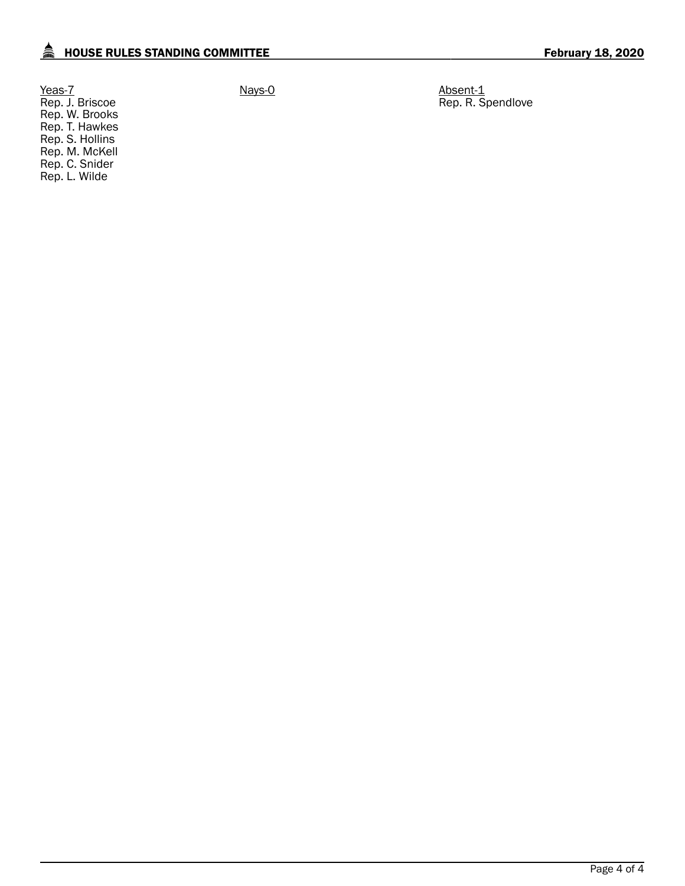| Yeas-7 | Nays-0 | Absent-1 |
| --- | --- | --- |
| Rep. J. Briscoe | | Rep. R. Spendlove |
| Rep. W. Brooks | | |
| Rep. T. Hawkes | | |
| Rep. S. Hollins | | |
| Rep. M. McKell | | |
| Rep. C. Snider | | |
| Rep. L. Wilde | | |